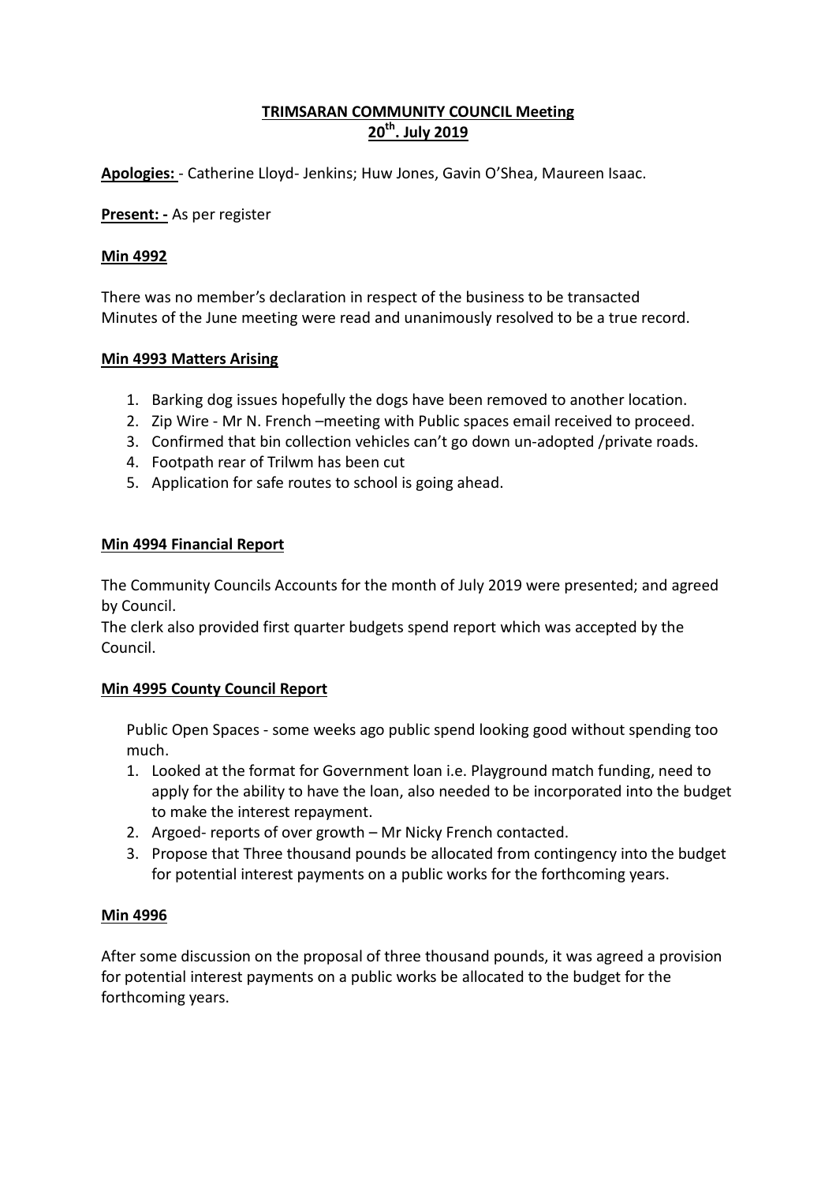# **TRIMSARAN COMMUNITY COUNCIL Meeting**
# **20th. July 2019**

**Apologies:** - Catherine Lloyd- Jenkins; Huw Jones, Gavin O'Shea, Maureen Isaac.

**Present: -** As per register

## **Min 4992**

There was no member's declaration in respect of the business to be transacted
Minutes of the June meeting were read and unanimously resolved to be a true record.

## **Min 4993 Matters Arising**

1. Barking dog issues hopefully the dogs have been removed to another location.
2. Zip Wire - Mr N. French –meeting with Public spaces email received to proceed.
3. Confirmed that bin collection vehicles can't go down un-adopted /private roads.
4. Footpath rear of Trilwm has been cut
5. Application for safe routes to school is going ahead.

## **Min 4994 Financial Report**

The Community Councils Accounts for the month of July 2019 were presented; and agreed by Council.
The clerk also provided first quarter budgets spend report which was accepted by the Council.

## **Min 4995 County Council Report**

Public Open Spaces - some weeks ago public spend looking good without spending too much.

1. Looked at the format for Government loan i.e. Playground match funding, need to apply for the ability to have the loan, also needed to be incorporated into the budget to make the interest repayment.
2. Argoed- reports of over growth – Mr Nicky French contacted.
3. Propose that Three thousand pounds be allocated from contingency into the budget for potential interest payments on a public works for the forthcoming years.

## **Min 4996**

After some discussion on the proposal of three thousand pounds, it was agreed a provision for potential interest payments on a public works be allocated to the budget for the forthcoming years.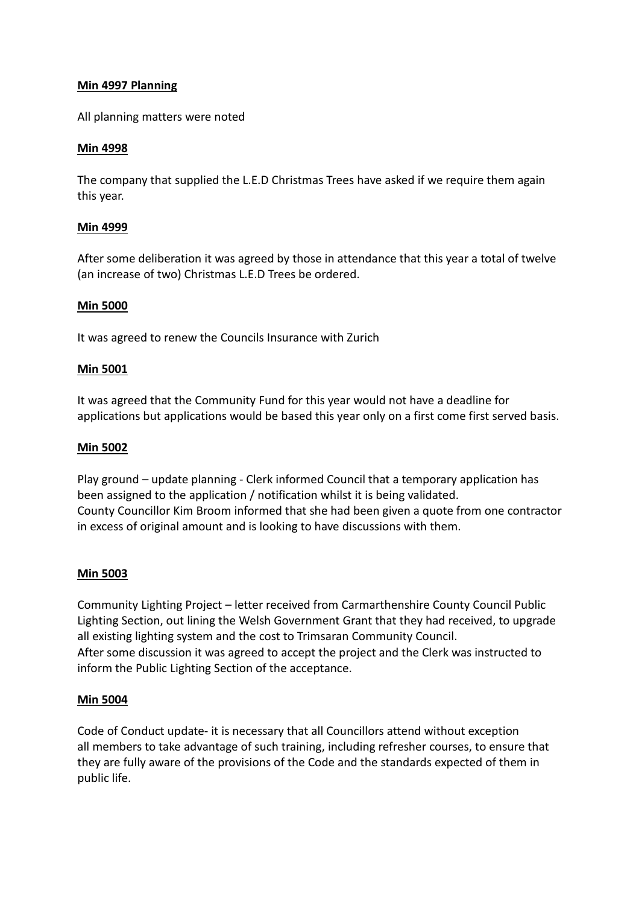**Min 4997 Planning**

All planning matters were noted

**Min 4998**

The company that supplied the L.E.D Christmas Trees have asked if we require them again this year.

**Min 4999**

After some deliberation it was agreed by those in attendance that this year a total of twelve (an increase of two) Christmas L.E.D Trees be ordered.

**Min 5000**

It was agreed to renew the Councils Insurance with Zurich

**Min 5001**

It was agreed that the Community Fund for this year would not have a deadline for applications but applications would be based this year only on a first come first served basis.

**Min 5002**

Play ground – update planning - Clerk informed Council that a temporary application has been assigned to the application / notification whilst it is being validated.
County Councillor Kim Broom informed that she had been given a quote from one contractor in excess of original amount and is looking to have discussions with them.

**Min 5003**

Community Lighting Project – letter received from Carmarthenshire County Council Public Lighting Section, out lining the Welsh Government Grant that they had received, to upgrade all existing lighting system and the cost to Trimsaran Community Council.
After some discussion it was agreed to accept the project and the Clerk was instructed to inform the Public Lighting Section of the acceptance.

**Min 5004**

Code of Conduct update- it is necessary that all Councillors attend without exception all members to take advantage of such training, including refresher courses, to ensure that they are fully aware of the provisions of the Code and the standards expected of them in public life.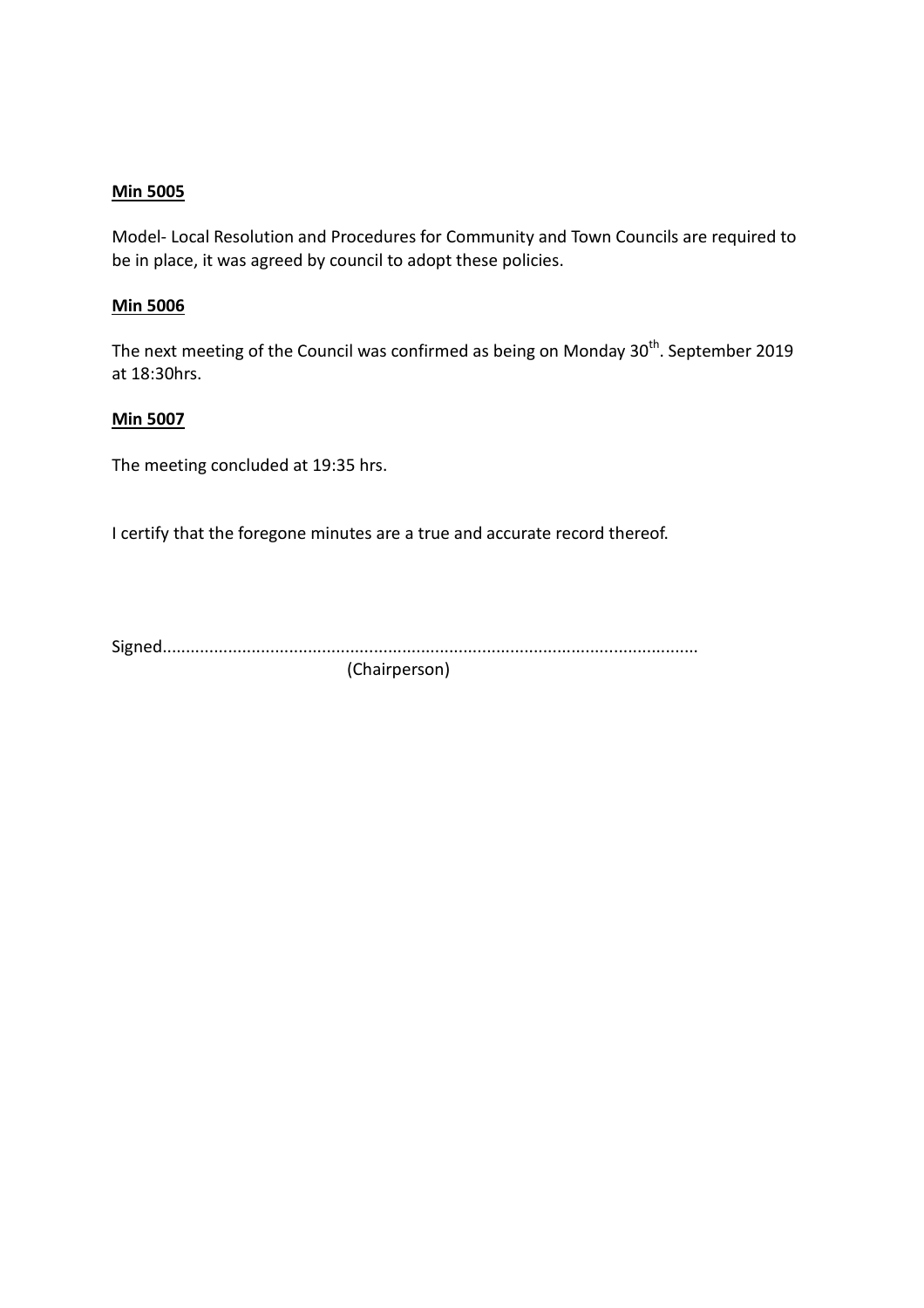**Min 5005**

Model- Local Resolution and Procedures for Community and Town Councils are required to be in place, it was agreed by council to adopt these policies.

**Min 5006**

The next meeting of the Council was confirmed as being on Monday 30th. September 2019 at 18:30hrs.

**Min 5007**

The meeting concluded at 19:35 hrs.

I certify that the foregone minutes are a true and accurate record thereof.

Signed.................................................................................................................

(Chairperson)